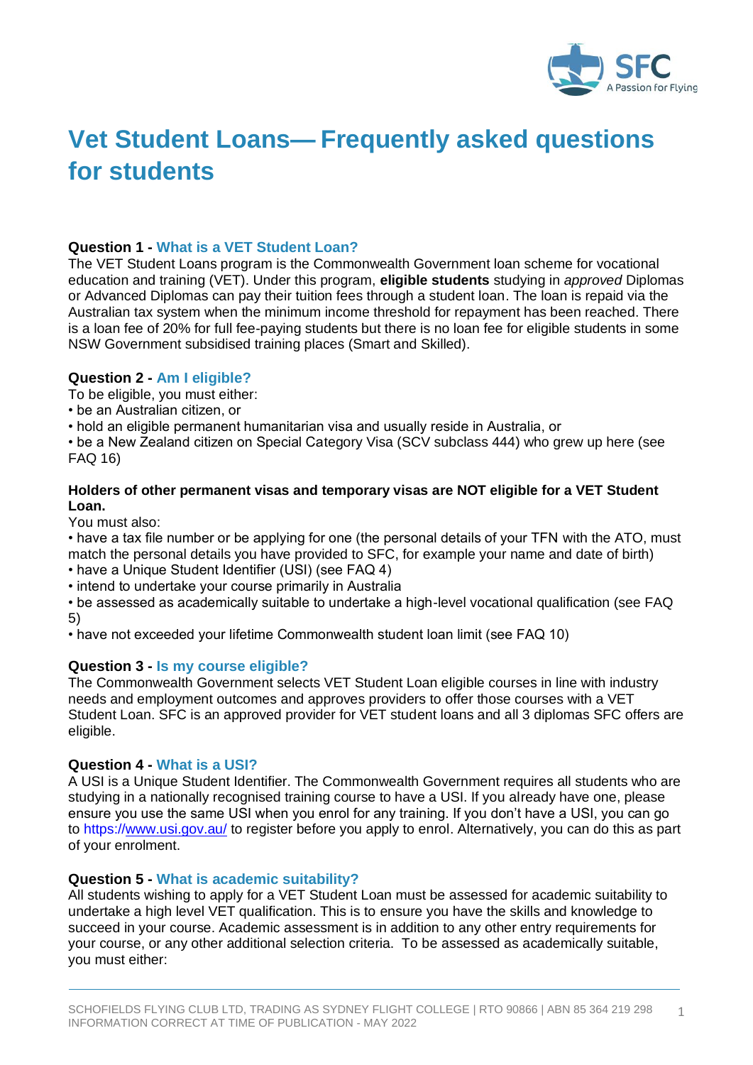# Vet Student Loans— Frequently asked questions for students

**Question 1 - What is a VET Student Loan?**
The VET Student Loans program is the Commonwealth Government loan scheme for vocational education and training (VET). Under this program, **eligible students** studying in *approved* Diplomas or Advanced Diplomas can pay their tuition fees through a student loan. The loan is repaid via the Australian tax system when the minimum income threshold for repayment has been reached. There is a loan fee of 20% for full fee-paying students but there is no loan fee for eligible students in some NSW Government subsidised training places (Smart and Skilled).

**Question 2 - Am I eligible?**
To be eligible, you must either:

- be an Australian citizen, or
- hold an eligible permanent humanitarian visa and usually reside in Australia, or
- be a New Zealand citizen on Special Category Visa (SCV subclass 444) who grew up here (see FAQ 16)

**Holders of other permanent visas and temporary visas are NOT eligible for a VET Student Loan.**

You must also:

- have a tax file number or be applying for one (the personal details of your TFN with the ATO, must match the personal details you have provided to SFC, for example your name and date of birth)
- have a Unique Student Identifier (USI) (see FAQ 4)
- intend to undertake your course primarily in Australia
- be assessed as academically suitable to undertake a high-level vocational qualification (see FAQ 5)
- have not exceeded your lifetime Commonwealth student loan limit (see FAQ 10)

**Question 3 - Is my course eligible?**
The Commonwealth Government selects VET Student Loan eligible courses in line with industry needs and employment outcomes and approves providers to offer those courses with a VET Student Loan. SFC is an approved provider for VET student loans and all 3 diplomas SFC offers are eligible.

**Question 4 - What is a USI?**
A USI is a Unique Student Identifier. The Commonwealth Government requires all students who are studying in a nationally recognised training course to have a USI. If you already have one, please ensure you use the same USI when you enrol for any training. If you don't have a USI, you can go to https://www.usi.gov.au/ to register before you apply to enrol. Alternatively, you can do this as part of your enrolment.

**Question 5 - What is academic suitability?**
All students wishing to apply for a VET Student Loan must be assessed for academic suitability to undertake a high level VET qualification. This is to ensure you have the skills and knowledge to succeed in your course. Academic assessment is in addition to any other entry requirements for your course, or any other additional selection criteria. To be assessed as academically suitable, you must either: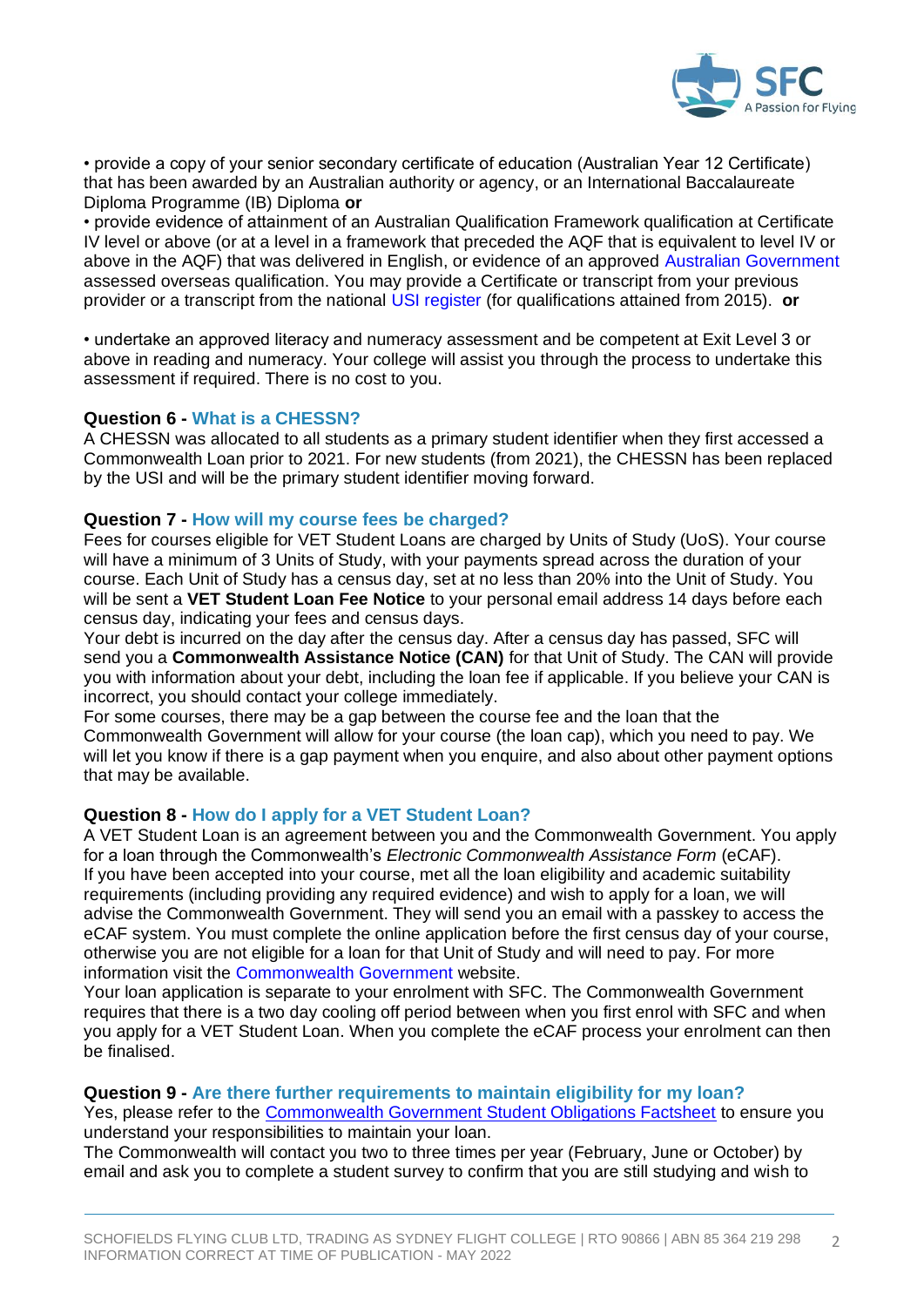• provide a copy of your senior secondary certificate of education (Australian Year 12 Certificate) that has been awarded by an Australian authority or agency, or an International Baccalaureate Diploma Programme (IB) Diploma **or**

• provide evidence of attainment of an Australian Qualification Framework qualification at Certificate IV level or above (or at a level in a framework that preceded the AQF that is equivalent to level IV or above in the AQF) that was delivered in English, or evidence of an approved Australian Government assessed overseas qualification. You may provide a Certificate or transcript from your previous provider or a transcript from the national USI register (for qualifications attained from 2015). **or**

• undertake an approved literacy and numeracy assessment and be competent at Exit Level 3 or above in reading and numeracy. Your college will assist you through the process to undertake this assessment if required. There is no cost to you.

**Question 6 - What is a CHESSN?**

A CHESSN was allocated to all students as a primary student identifier when they first accessed a Commonwealth Loan prior to 2021. For new students (from 2021), the CHESSN has been replaced by the USI and will be the primary student identifier moving forward.

**Question 7 - How will my course fees be charged?**

Fees for courses eligible for VET Student Loans are charged by Units of Study (UoS). Your course will have a minimum of 3 Units of Study, with your payments spread across the duration of your course. Each Unit of Study has a census day, set at no less than 20% into the Unit of Study. You will be sent a **VET Student Loan Fee Notice** to your personal email address 14 days before each census day, indicating your fees and census days.

Your debt is incurred on the day after the census day. After a census day has passed, SFC will send you a **Commonwealth Assistance Notice (CAN)** for that Unit of Study. The CAN will provide you with information about your debt, including the loan fee if applicable. If you believe your CAN is incorrect, you should contact your college immediately.

For some courses, there may be a gap between the course fee and the loan that the Commonwealth Government will allow for your course (the loan cap), which you need to pay. We will let you know if there is a gap payment when you enquire, and also about other payment options that may be available.

**Question 8 - How do I apply for a VET Student Loan?**

A VET Student Loan is an agreement between you and the Commonwealth Government. You apply for a loan through the Commonwealth's *Electronic Commonwealth Assistance Form* (eCAF).

If you have been accepted into your course, met all the loan eligibility and academic suitability requirements (including providing any required evidence) and wish to apply for a loan, we will advise the Commonwealth Government. They will send you an email with a passkey to access the eCAF system. You must complete the online application before the first census day of your course, otherwise you are not eligible for a loan for that Unit of Study and will need to pay. For more information visit the Commonwealth Government website.

Your loan application is separate to your enrolment with SFC. The Commonwealth Government requires that there is a two day cooling off period between when you first enrol with SFC and when you apply for a VET Student Loan. When you complete the eCAF process your enrolment can then be finalised.

**Question 9 - Are there further requirements to maintain eligibility for my loan?**

Yes, please refer to the Commonwealth Government Student Obligations Factsheet to ensure you understand your responsibilities to maintain your loan.

The Commonwealth will contact you two to three times per year (February, June or October) by email and ask you to complete a student survey to confirm that you are still studying and wish to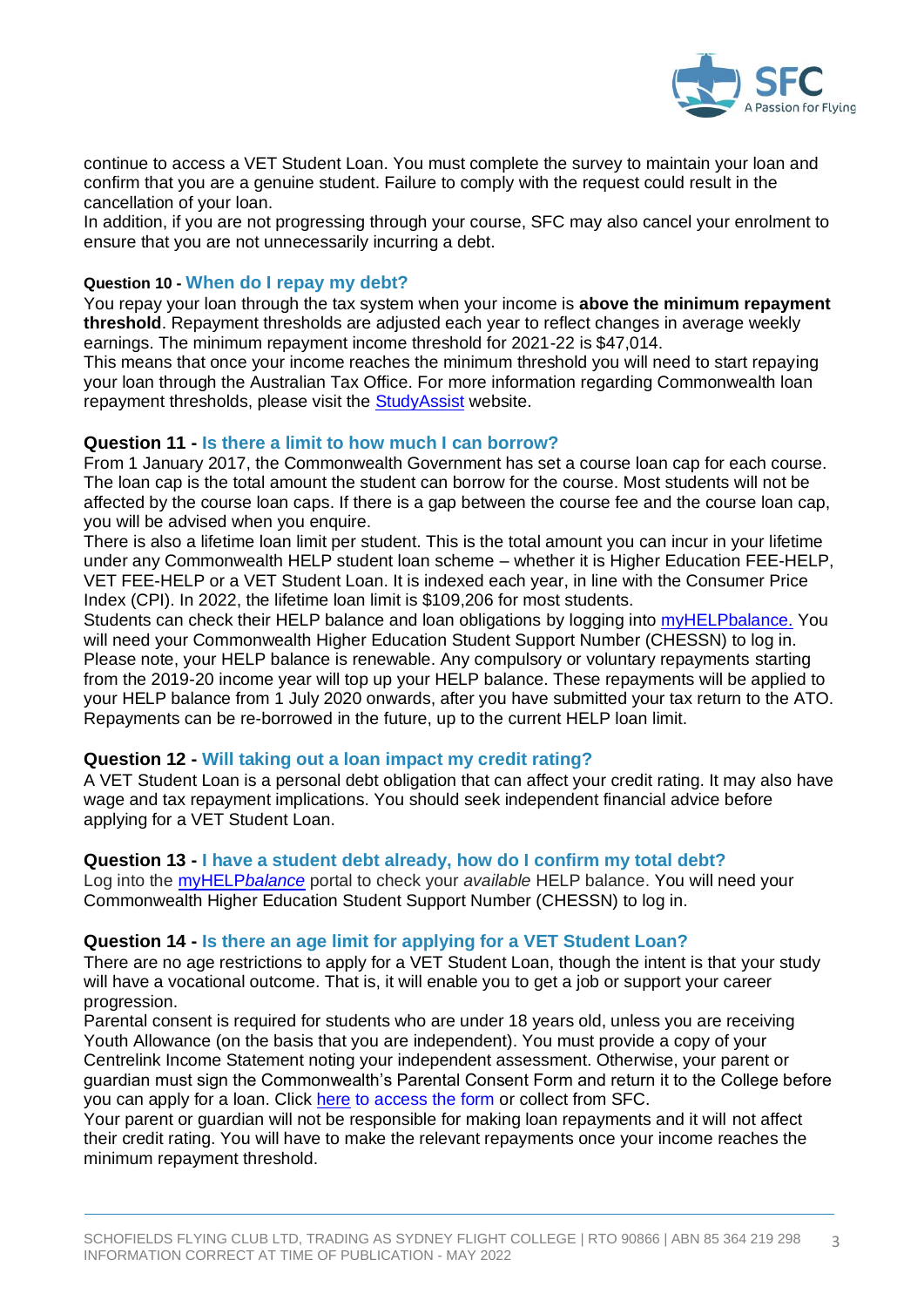continue to access a VET Student Loan. You must complete the survey to maintain your loan and confirm that you are a genuine student. Failure to comply with the request could result in the cancellation of your loan.

In addition, if you are not progressing through your course, SFC may also cancel your enrolment to ensure that you are not unnecessarily incurring a debt.

### Question 10 - When do I repay my debt?

You repay your loan through the tax system when your income is **above the minimum repayment threshold**. Repayment thresholds are adjusted each year to reflect changes in average weekly earnings. The minimum repayment income threshold for 2021-22 is $47,014.

This means that once your income reaches the minimum threshold you will need to start repaying your loan through the Australian Tax Office. For more information regarding Commonwealth loan repayment thresholds, please visit the StudyAssist website.

### Question 11 - Is there a limit to how much I can borrow?

From 1 January 2017, the Commonwealth Government has set a course loan cap for each course. The loan cap is the total amount the student can borrow for the course. Most students will not be affected by the course loan caps. If there is a gap between the course fee and the course loan cap, you will be advised when you enquire.

There is also a lifetime loan limit per student. This is the total amount you can incur in your lifetime under any Commonwealth HELP student loan scheme – whether it is Higher Education FEE-HELP, VET FEE-HELP or a VET Student Loan. It is indexed each year, in line with the Consumer Price Index (CPI). In 2022, the lifetime loan limit is $109,206 for most students.

Students can check their HELP balance and loan obligations by logging into myHELPbalance. You will need your Commonwealth Higher Education Student Support Number (CHESSN) to log in. Please note, your HELP balance is renewable. Any compulsory or voluntary repayments starting from the 2019-20 income year will top up your HELP balance. These repayments will be applied to your HELP balance from 1 July 2020 onwards, after you have submitted your tax return to the ATO. Repayments can be re-borrowed in the future, up to the current HELP loan limit.

### Question 12 - Will taking out a loan impact my credit rating?

A VET Student Loan is a personal debt obligation that can affect your credit rating. It may also have wage and tax repayment implications. You should seek independent financial advice before applying for a VET Student Loan.

### Question 13 - I have a student debt already, how do I confirm my total debt?

Log into the myHELP*balance* portal to check your *available* HELP balance. You will need your Commonwealth Higher Education Student Support Number (CHESSN) to log in.

### Question 14 - Is there an age limit for applying for a VET Student Loan?

There are no age restrictions to apply for a VET Student Loan, though the intent is that your study will have a vocational outcome. That is, it will enable you to get a job or support your career progression.

Parental consent is required for students who are under 18 years old, unless you are receiving Youth Allowance (on the basis that you are independent). You must provide a copy of your Centrelink Income Statement noting your independent assessment. Otherwise, your parent or guardian must sign the Commonwealth's Parental Consent Form and return it to the College before you can apply for a loan. Click here to access the form or collect from SFC.

Your parent or guardian will not be responsible for making loan repayments and it will not affect their credit rating. You will have to make the relevant repayments once your income reaches the minimum repayment threshold.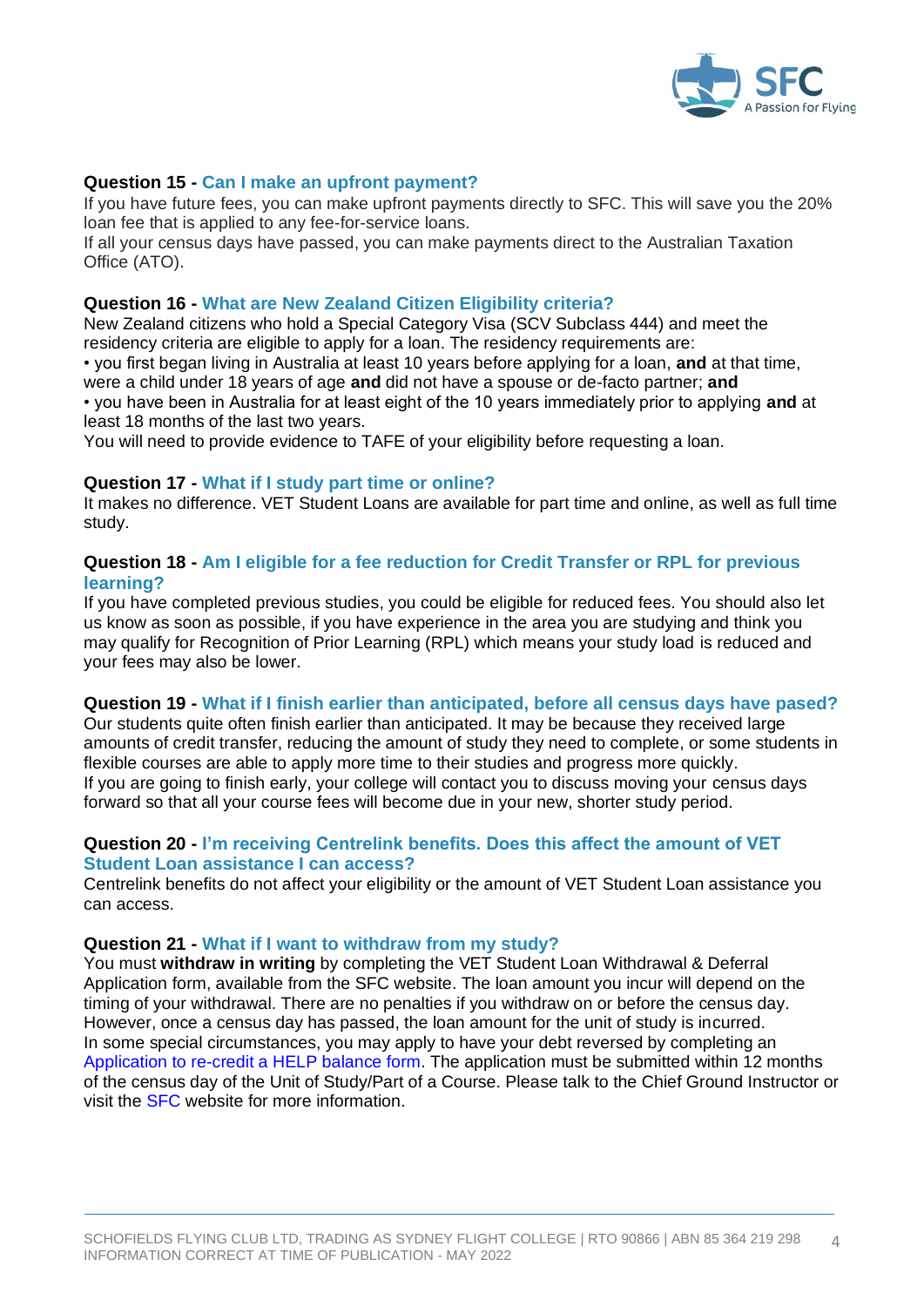**Question 15 - Can I make an upfront payment?**

If you have future fees, you can make upfront payments directly to SFC. This will save you the 20% loan fee that is applied to any fee-for-service loans.

If all your census days have passed, you can make payments direct to the Australian Taxation Office (ATO).

**Question 16 - What are New Zealand Citizen Eligibility criteria?**

New Zealand citizens who hold a Special Category Visa (SCV Subclass 444) and meet the residency criteria are eligible to apply for a loan. The residency requirements are:

• you first began living in Australia at least 10 years before applying for a loan, **and** at that time, were a child under 18 years of age **and** did not have a spouse or de-facto partner; **and**

• you have been in Australia for at least eight of the 10 years immediately prior to applying **and** at least 18 months of the last two years.

You will need to provide evidence to TAFE of your eligibility before requesting a loan.

**Question 17 - What if I study part time or online?**

It makes no difference. VET Student Loans are available for part time and online, as well as full time study.

**Question 18 - Am I eligible for a fee reduction for Credit Transfer or RPL for previous learning?**

If you have completed previous studies, you could be eligible for reduced fees. You should also let us know as soon as possible, if you have experience in the area you are studying and think you may qualify for Recognition of Prior Learning (RPL) which means your study load is reduced and your fees may also be lower.

**Question 19 - What if I finish earlier than anticipated, before all census days have passed?**

Our students quite often finish earlier than anticipated. It may be because they received large amounts of credit transfer, reducing the amount of study they need to complete, or some students in flexible courses are able to apply more time to their studies and progress more quickly.

If you are going to finish early, your college will contact you to discuss moving your census days forward so that all your course fees will become due in your new, shorter study period.

**Question 20 - I'm receiving Centrelink benefits. Does this affect the amount of VET Student Loan assistance I can access?**

Centrelink benefits do not affect your eligibility or the amount of VET Student Loan assistance you can access.

**Question 21 - What if I want to withdraw from my study?**

You must **withdraw in writing** by completing the VET Student Loan Withdrawal & Deferral Application form, available from the SFC website. The loan amount you incur will depend on the timing of your withdrawal. There are no penalties if you withdraw on or before the census day. However, once a census day has passed, the loan amount for the unit of study is incurred.

In some special circumstances, you may apply to have your debt reversed by completing an Application to re-credit a HELP balance form. The application must be submitted within 12 months of the census day of the Unit of Study/Part of a Course. Please talk to the Chief Ground Instructor or visit the SFC website for more information.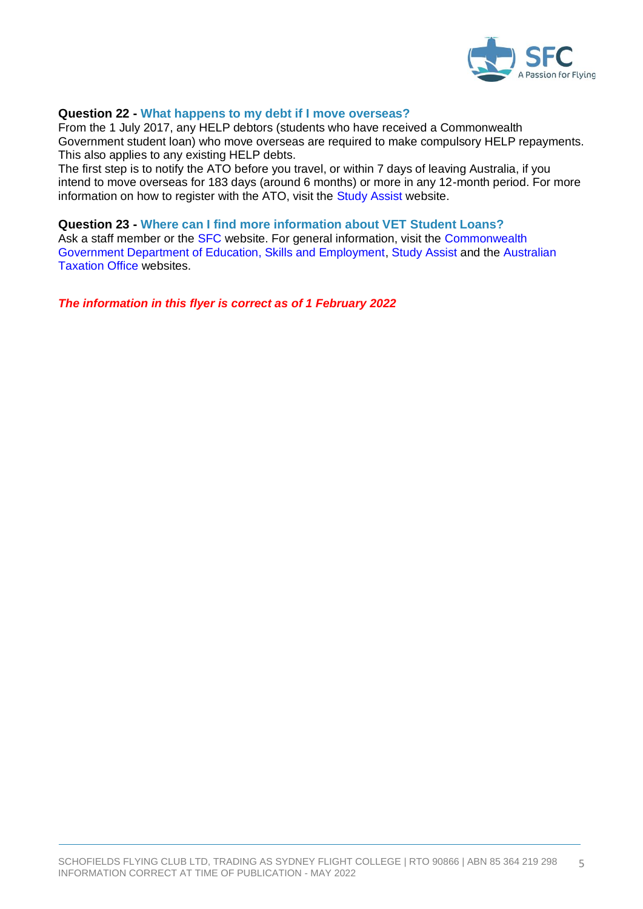**Question 22 - What happens to my debt if I move overseas?**

From the 1 July 2017, any HELP debtors (students who have received a Commonwealth Government student loan) who move overseas are required to make compulsory HELP repayments. This also applies to any existing HELP debts.

The first step is to notify the ATO before you travel, or within 7 days of leaving Australia, if you intend to move overseas for 183 days (around 6 months) or more in any 12-month period. For more information on how to register with the ATO, visit the Study Assist website.

**Question 23 - Where can I find more information about VET Student Loans?**

Ask a staff member or the SFC website. For general information, visit the Commonwealth Government Department of Education, Skills and Employment, Study Assist and the Australian Taxation Office websites.

***The information in this flyer is correct as of 1 February 2022***